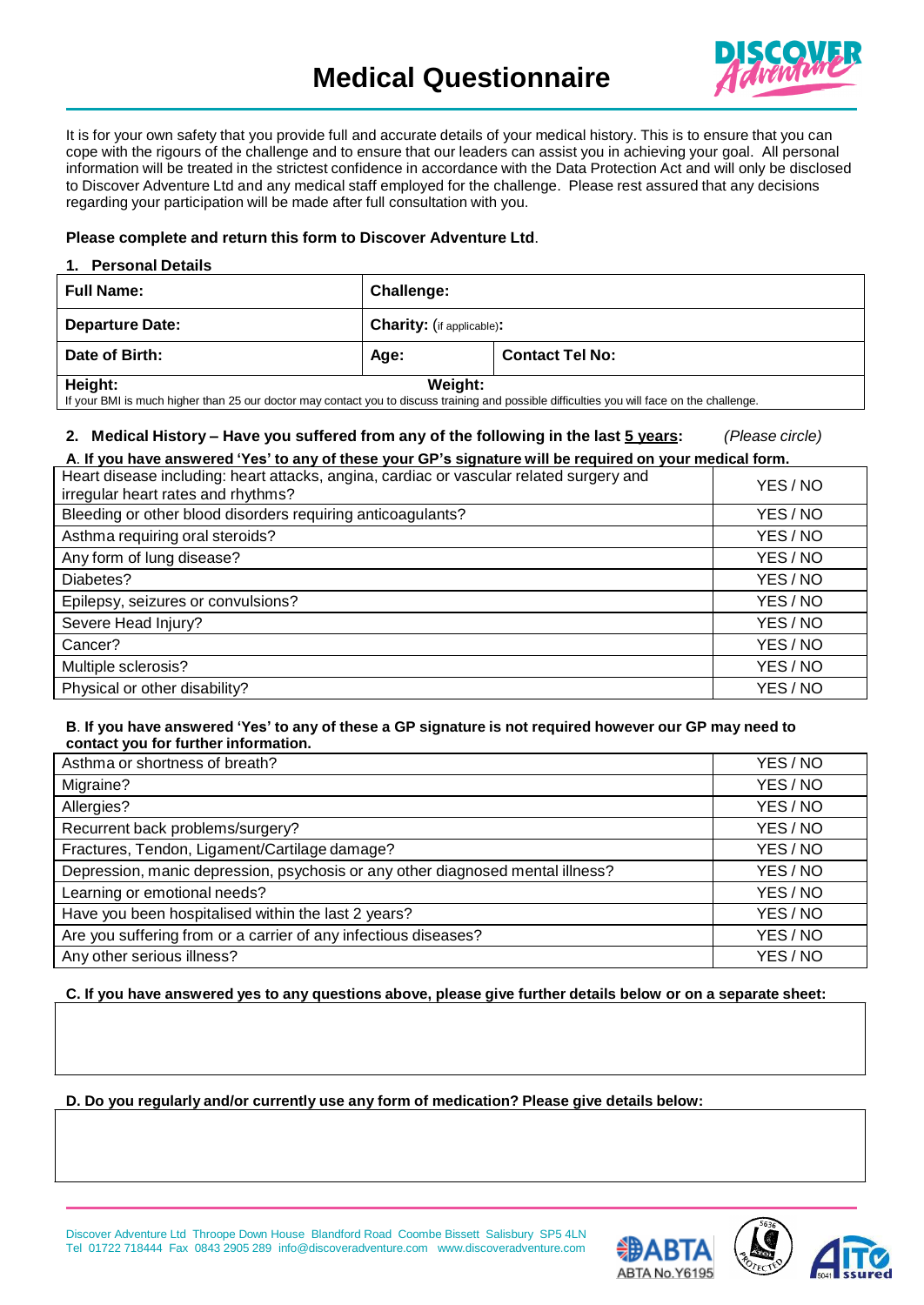# Medical Questionnaire

It is for your own safety that you provide full and accurate details of your medical history. This is to ensure that you can cope with the rigours of the challenge and to ensure that our leaders can assist you in achieving your goal. All personal information will be treated in the strictest confidence in accordance with the Data Protection Act and will only be disclosed to Discover Adventure Ltd and any medical staff employed for the challenge. Please rest assured that any decisions regarding your participation will be made after full consultation with you.

**Please complete and return this form to Discover Adventure Ltd**.

**1. Personal Details**

| **Full Name:** | **Challenge:** | |
|---|---|---|
| **Departure Date:** | **Charity:** (if applicable)**:** | |
| **Date of Birth:** | **Age:** | **Contact Tel No:** |
| **Height:** | **Weight:** | |

If your BMI is much higher than 25 our doctor may contact you to discuss training and possible difficulties you will face on the challenge.

**2. Medical History – Have you suffered from any of the following in the last 5 years:** *(Please circle)*

**A. If you have answered 'Yes' to any of these your GP's signature will be required on your medical form.**

| | |
|---|---|
| Heart disease including: heart attacks, angina, cardiac or vascular related surgery and irregular heart rates and rhythms? | YES / NO |
| Bleeding or other blood disorders requiring anticoagulants? | YES / NO |
| Asthma requiring oral steroids? | YES / NO |
| Any form of lung disease? | YES / NO |
| Diabetes? | YES / NO |
| Epilepsy, seizures or convulsions? | YES / NO |
| Severe Head Injury? | YES / NO |
| Cancer? | YES / NO |
| Multiple sclerosis? | YES / NO |
| Physical or other disability? | YES / NO |

**B. If you have answered 'Yes' to any of these a GP signature is not required however our GP may need to contact you for further information.**

| | |
|---|---|
| Asthma or shortness of breath? | YES / NO |
| Migraine? | YES / NO |
| Allergies? | YES / NO |
| Recurrent back problems/surgery? | YES / NO |
| Fractures, Tendon, Ligament/Cartilage damage? | YES / NO |
| Depression, manic depression, psychosis or any other diagnosed mental illness? | YES / NO |
| Learning or emotional needs? | YES / NO |
| Have you been hospitalised within the last 2 years? | YES / NO |
| Are you suffering from or a carrier of any infectious diseases? | YES / NO |
| Any other serious illness? | YES / NO |

**C. If you have answered yes to any questions above, please give further details below or on a separate sheet:**

**D. Do you regularly and/or currently use any form of medication? Please give details below:**

Discover Adventure Ltd Throope Down House Blandford Road Coombe Bissett Salisbury SP5 4LN
Tel 01722 718444 Fax 0843 2905 289 info@discoveradventure.com www.discoveradventure.com

ABTA No.Y6195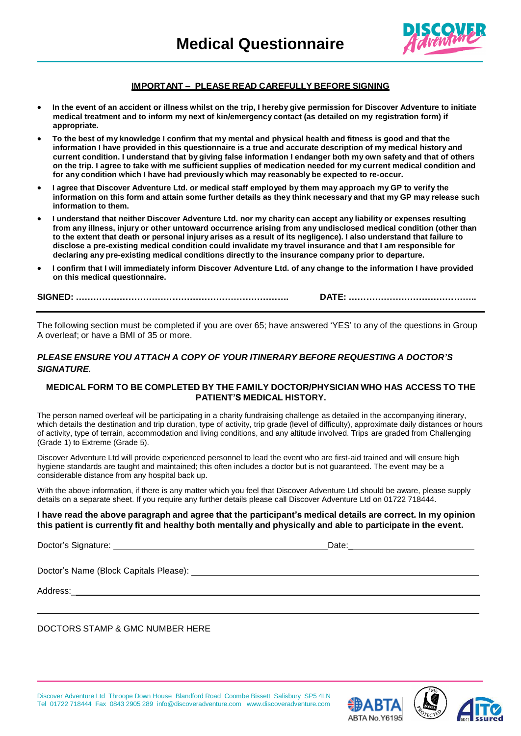# Medical Questionnaire

**IMPORTANT – PLEASE READ CAREFULLY BEFORE SIGNING**

- **In the event of an accident or illness whilst on the trip, I hereby give permission for Discover Adventure to initiate medical treatment and to inform my next of kin/emergency contact (as detailed on my registration form) if appropriate.**
- **To the best of my knowledge I confirm that my mental and physical health and fitness is good and that the information I have provided in this questionnaire is a true and accurate description of my medical history and current condition. I understand that by giving false information I endanger both my own safety and that of others on the trip. I agree to take with me sufficient supplies of medication needed for my current medical condition and for any condition which I have had previously which may reasonably be expected to re-occur.**
- **I agree that Discover Adventure Ltd. or medical staff employed by them may approach my GP to verify the information on this form and attain some further details as they think necessary and that my GP may release such information to them.**
- **I understand that neither Discover Adventure Ltd. nor my charity can accept any liability or expenses resulting from any illness, injury or other untoward occurrence arising from any undisclosed medical condition (other than to the extent that death or personal injury arises as a result of its negligence). I also understand that failure to disclose a pre-existing medical condition could invalidate my travel insurance and that I am responsible for declaring any pre-existing medical conditions directly to the insurance company prior to departure.**
- **I confirm that I will immediately inform Discover Adventure Ltd. of any change to the information I have provided on this medical questionnaire.**

**SIGNED: ……………………………………………………………….** **DATE: ……………………………………..**

---

The following section must be completed if you are over 65; have answered 'YES' to any of the questions in Group A overleaf; or have a BMI of 35 or more.

***PLEASE ENSURE YOU ATTACH A COPY OF YOUR ITINERARY BEFORE REQUESTING A DOCTOR'S SIGNATURE.***

**MEDICAL FORM TO BE COMPLETED BY THE FAMILY DOCTOR/PHYSICIAN WHO HAS ACCESS TO THE PATIENT'S MEDICAL HISTORY.**

The person named overleaf will be participating in a charity fundraising challenge as detailed in the accompanying itinerary, which details the destination and trip duration, type of activity, trip grade (level of difficulty), approximate daily distances or hours of activity, type of terrain, accommodation and living conditions, and any altitude involved. Trips are graded from Challenging (Grade 1) to Extreme (Grade 5).

Discover Adventure Ltd will provide experienced personnel to lead the event who are first-aid trained and will ensure high hygiene standards are taught and maintained; this often includes a doctor but is not guaranteed. The event may be a considerable distance from any hospital back up.

With the above information, if there is any matter which you feel that Discover Adventure Ltd should be aware, please supply details on a separate sheet. If you require any further details please call Discover Adventure Ltd on 01722 718444.

**I have read the above paragraph and agree that the participant's medical details are correct. In my opinion this patient is currently fit and healthy both mentally and physically and able to participate in the event.**

Doctor's Signature: ______________________________ Date: ____________________

Doctor's Name (Block Capitals Please): ______________________________

Address: ______________________________

______________________________

DOCTORS STAMP & GMC NUMBER HERE

Discover Adventure Ltd Throope Down House Blandford Road Coombe Bissett Salisbury SP5 4LN
Tel 01722 718444 Fax 0843 2905 289 info@discoveradventure.com www.discoveradventure.com

ABTA No.Y6195